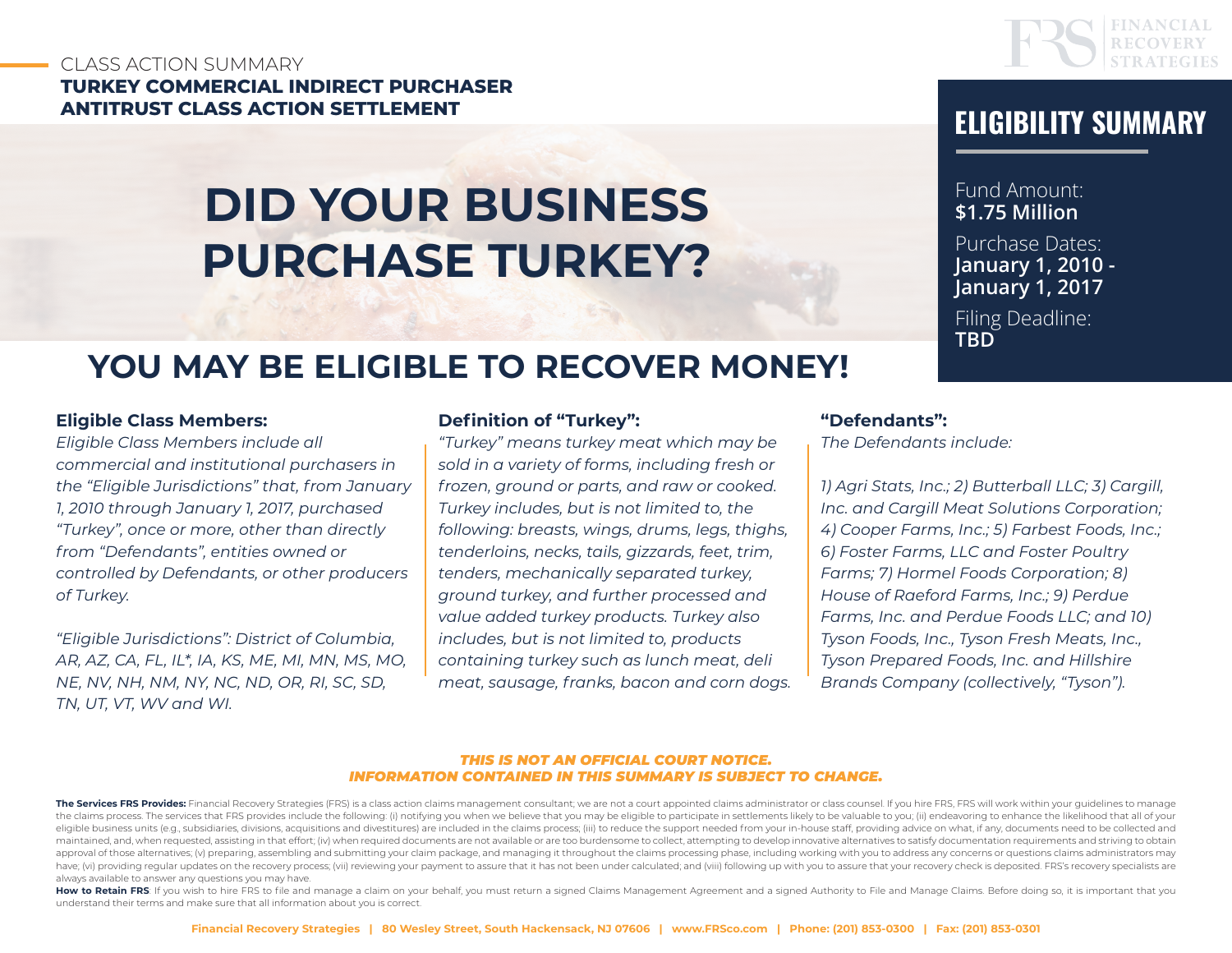CLASS ACTION SUMMARY

**TURKEY COMMERCIAL INDIRECT PURCHASER ANTITRUST CLASS ACTION SETTLEMENT**

FINANCIAL RECOVERY STRATEGIES

## ELIGIBILITY SUMMARY

Fund Amount:
**$1.75 Million**

Purchase Dates:
**January 1, 2010 - January 1, 2017**

Filing Deadline:
**TBD**

# DID YOUR BUSINESS PURCHASE TURKEY?

## YOU MAY BE ELIGIBLE TO RECOVER MONEY!

### Eligible Class Members:

*Eligible Class Members include all commercial and institutional purchasers in the "Eligible Jurisdictions" that, from January 1, 2010 through January 1, 2017, purchased "Turkey", once or more, other than directly from "Defendants", entities owned or controlled by Defendants, or other producers of Turkey.*

*"Eligible Jurisdictions": District of Columbia, AR, AZ, CA, FL, IL*, IA, KS, ME, MI, MN, MS, MO, NE, NV, NH, NM, NY, NC, ND, OR, RI, SC, SD, TN, UT, VT, WV and WI.*

### Definition of "Turkey":

*"Turkey" means turkey meat which may be sold in a variety of forms, including fresh or frozen, ground or parts, and raw or cooked. Turkey includes, but is not limited to, the following: breasts, wings, drums, legs, thighs, tenderloins, necks, tails, gizzards, feet, trim, tenders, mechanically separated turkey, ground turkey, and further processed and value added turkey products. Turkey also includes, but is not limited to, products containing turkey such as lunch meat, deli meat, sausage, franks, bacon and corn dogs.*

### "Defendants":

*The Defendants include:*

*1) Agri Stats, Inc.; 2) Butterball LLC; 3) Cargill, Inc. and Cargill Meat Solutions Corporation; 4) Cooper Farms, Inc.; 5) Farbest Foods, Inc.; 6) Foster Farms, LLC and Foster Poultry Farms; 7) Hormel Foods Corporation; 8) House of Raeford Farms, Inc.; 9) Perdue Farms, Inc. and Perdue Foods LLC; and 10) Tyson Foods, Inc., Tyson Fresh Meats, Inc., Tyson Prepared Foods, Inc. and Hillshire Brands Company (collectively, "Tyson").*

***THIS IS NOT AN OFFICIAL COURT NOTICE.***
***INFORMATION CONTAINED IN THIS SUMMARY IS SUBJECT TO CHANGE.***

**The Services FRS Provides:** Financial Recovery Strategies (FRS) is a class action claims management consultant; we are not a court appointed claims administrator or class counsel. If you hire FRS, FRS will work within your guidelines to manage the claims process. The services that FRS provides include the following: (i) notifying you when we believe that you may be eligible to participate in settlements likely to be valuable to you; (ii) endeavoring to enhance the likelihood that all of your eligible business units (e.g., subsidiaries, divisions, acquisitions and divestitures) are included in the claims process; (iii) to reduce the support needed from your in-house staff, providing advice on what, if any, documents need to be collected and maintained, and, when requested, assisting in that effort; (iv) when required documents are not available or are too burdensome to collect, attempting to develop innovative alternatives to satisfy documentation requirements and striving to obtain approval of those alternatives; (v) preparing, assembling and submitting your claim package, and managing it throughout the claims processing phase, including working with you to address any concerns or questions claims administrators may have; (vi) providing regular updates on the recovery process; (vii) reviewing your payment to assure that it has not been under calculated; and (viii) following up with you to assure that your recovery check is deposited. FRS's recovery specialists are always available to answer any questions you may have.

**How to Retain FRS**: If you wish to hire FRS to file and manage a claim on your behalf, you must return a signed Claims Management Agreement and a signed Authority to File and Manage Claims. Before doing so, it is important that you understand their terms and make sure that all information about you is correct.

Financial Recovery Strategies | 80 Wesley Street, South Hackensack, NJ 07606 | www.FRSco.com | Phone: (201) 853-0300 | Fax: (201) 853-0301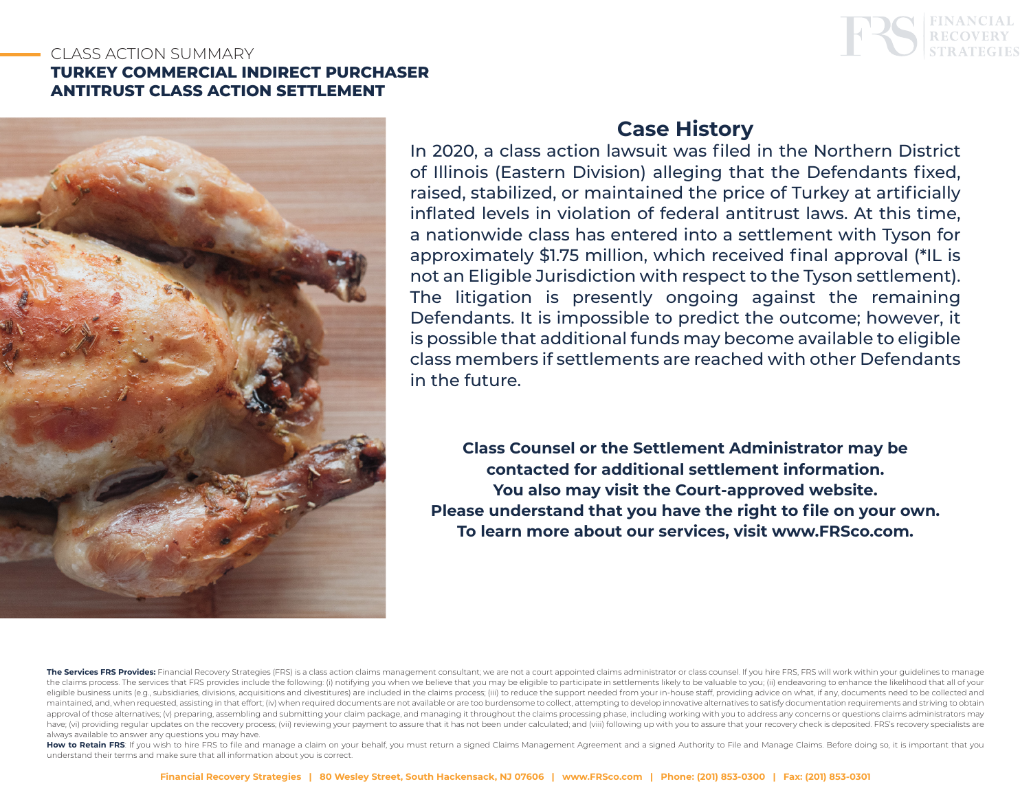CLASS ACTION SUMMARY

# TURKEY COMMERCIAL INDIRECT PURCHASER ANTITRUST CLASS ACTION SETTLEMENT

## Case History

In 2020, a class action lawsuit was filed in the Northern District of Illinois (Eastern Division) alleging that the Defendants fixed, raised, stabilized, or maintained the price of Turkey at artificially inflated levels in violation of federal antitrust laws. At this time, a nationwide class has entered into a settlement with Tyson for approximately $1.75 million, which received final approval (*IL is not an Eligible Jurisdiction with respect to the Tyson settlement). The litigation is presently ongoing against the remaining Defendants. It is impossible to predict the outcome; however, it is possible that additional funds may become available to eligible class members if settlements are reached with other Defendants in the future.

**Class Counsel or the Settlement Administrator may be contacted for additional settlement information.**
**You also may visit the Court-approved website.**
**Please understand that you have the right to file on your own.**
**To learn more about our services, visit www.FRSco.com.**

**The Services FRS Provides:** Financial Recovery Strategies (FRS) is a class action claims management consultant; we are not a court appointed claims administrator or class counsel. If you hire FRS, FRS will work within your guidelines to manage the claims process. The services that FRS provides include the following: (i) notifying you when we believe that you may be eligible to participate in settlements likely to be valuable to you; (ii) endeavoring to enhance the likelihood that all of your eligible business units (e.g., subsidiaries, divisions, acquisitions and divestitures) are included in the claims process; (iii) to reduce the support needed from your in-house staff, providing advice on what, if any, documents need to be collected and maintained, and, when requested, assisting in that effort; (iv) when required documents are not available or are too burdensome to collect, attempting to develop innovative alternatives to satisfy documentation requirements and striving to obtain approval of those alternatives; (v) preparing, assembling and submitting your claim package, and managing it throughout the claims processing phase, including working with you to address any concerns or questions claims administrators may have; (vi) providing regular updates on the recovery process; (vii) reviewing your payment to assure that it has not been under calculated; and (viii) following up with you to assure that your recovery check is deposited. FRS's recovery specialists are always available to answer any questions you may have.

**How to Retain FRS**: If you wish to hire FRS to file and manage a claim on your behalf, you must return a signed Claims Management Agreement and a signed Authority to File and Manage Claims. Before doing so, it is important that you understand their terms and make sure that all information about you is correct.

Financial Recovery Strategies | 80 Wesley Street, South Hackensack, NJ 07606 | www.FRSco.com | Phone: (201) 853-0300 | Fax: (201) 853-0301